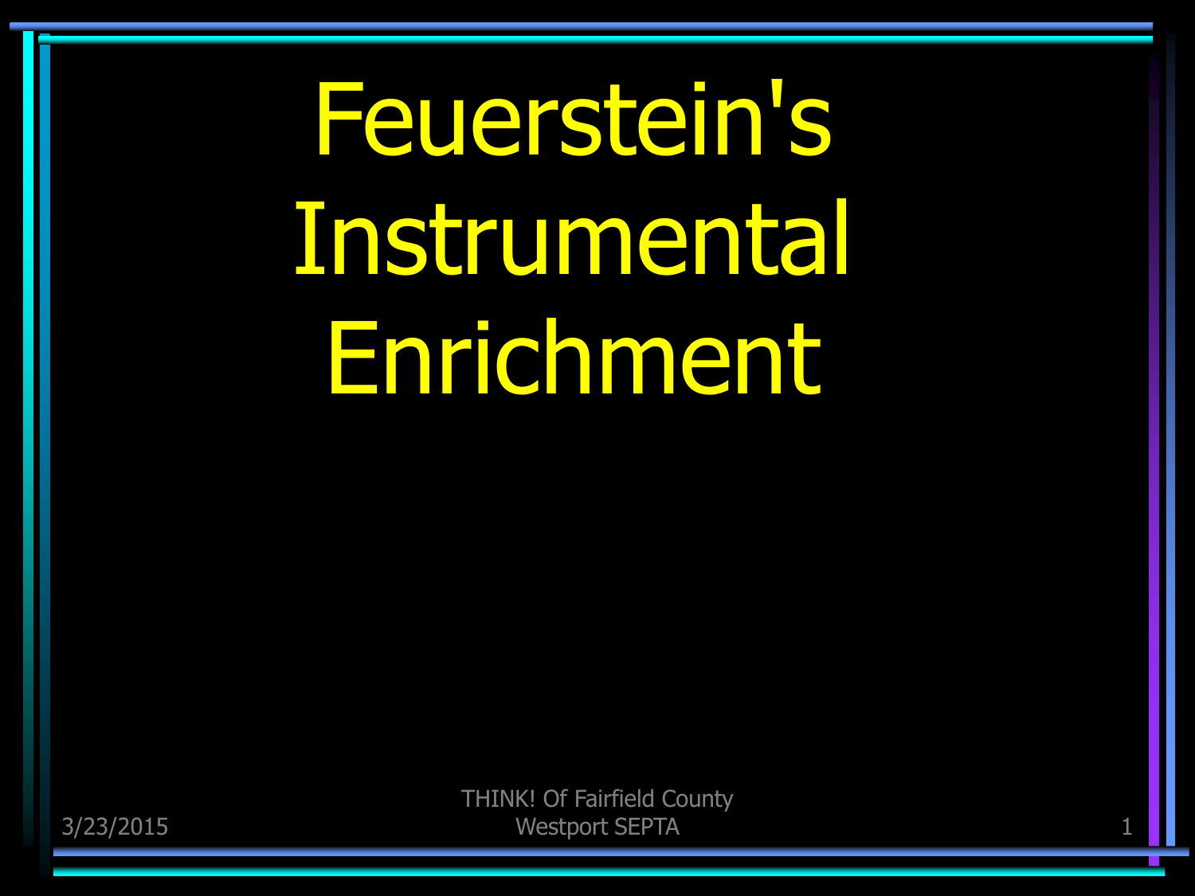# Feuerstein's Instrumental Enrichment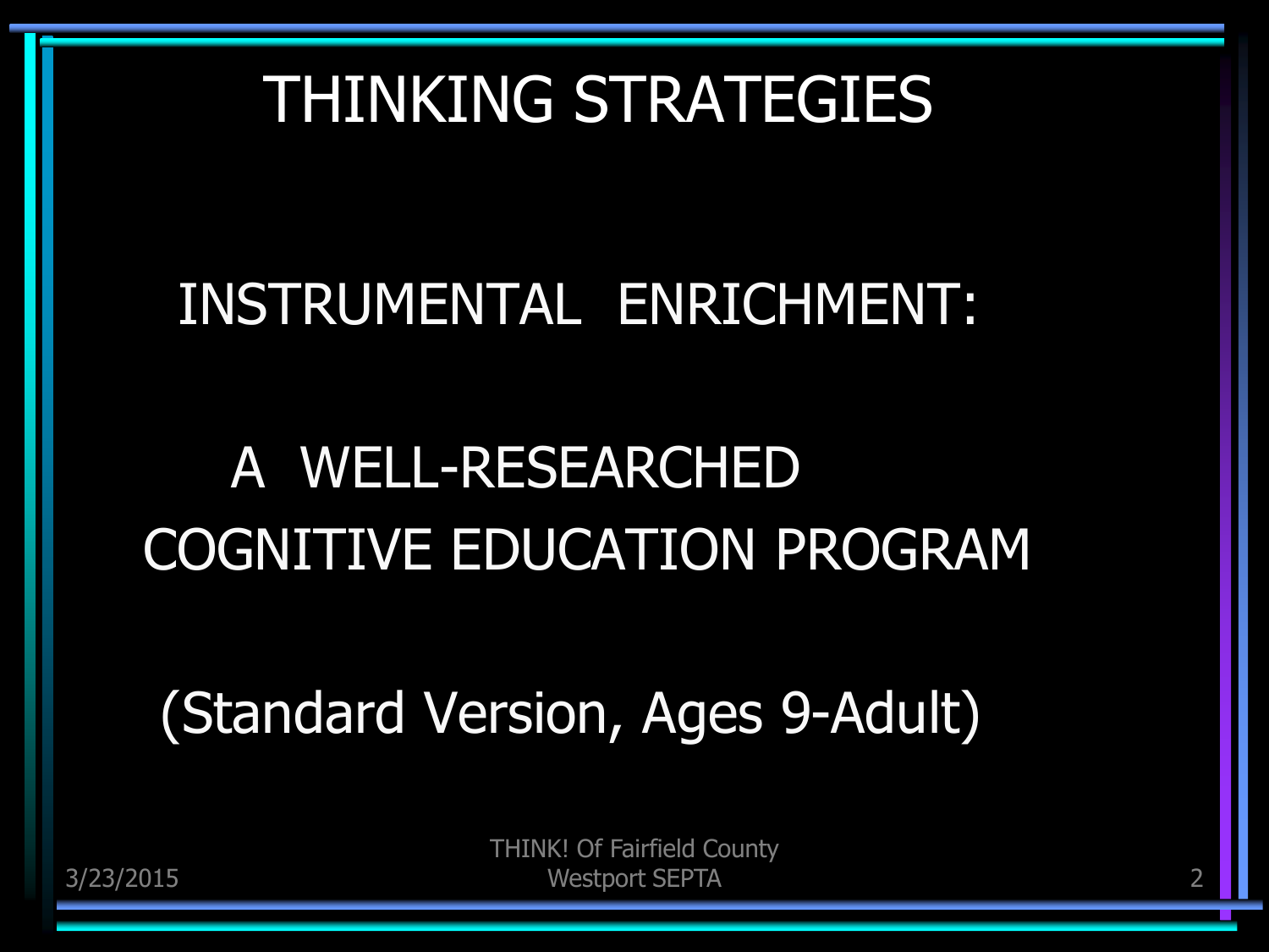# THINKING STRATEGIES

## INSTRUMENTAL ENRICHMENT:

## A WELL-RESEARCHED COGNITIVE EDUCATION PROGRAM

## (Standard Version, Ages 9-Adult)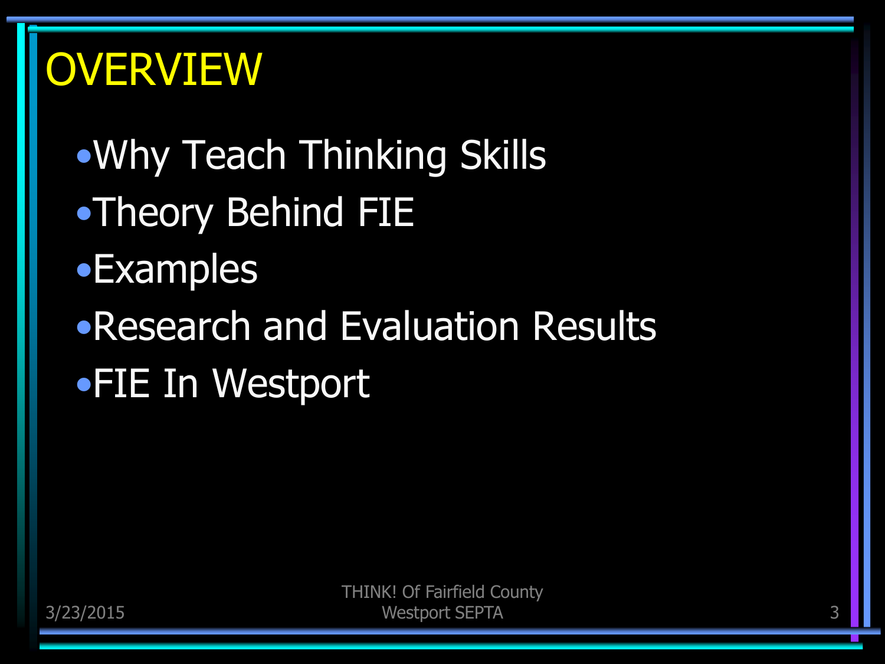# OVERVIEW

- Why Teach Thinking Skills
- Theory Behind FIE
- Examples
- Research and Evaluation Results
- FIE In Westport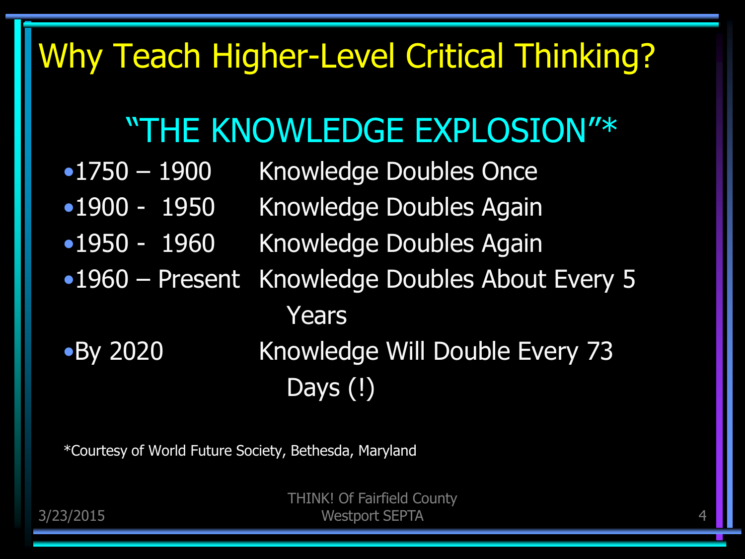# Why Teach Higher-Level Critical Thinking?

## "THE KNOWLEDGE EXPLOSION"*

- 1750 – 1900 Knowledge Doubles Once
- 1900 - 1950 Knowledge Doubles Again
- 1950 - 1960 Knowledge Doubles Again
- 1960 – Present Knowledge Doubles About Every 5 Years
- By 2020 Knowledge Will Double Every 73 Days (!)

*Courtesy of World Future Society, Bethesda, Maryland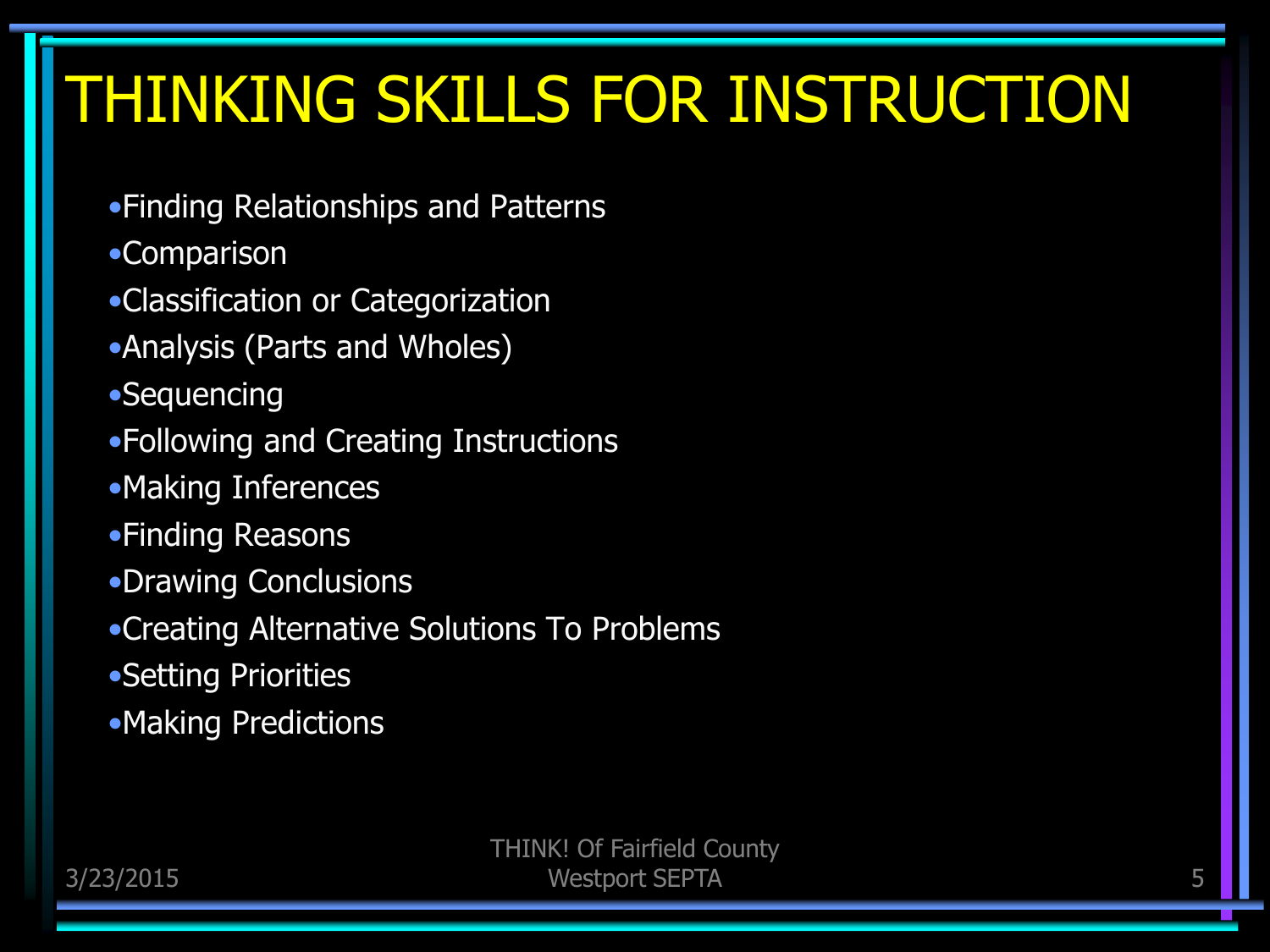# THINKING SKILLS FOR INSTRUCTION

- Finding Relationships and Patterns
- Comparison
- Classification or Categorization
- Analysis (Parts and Wholes)
- Sequencing
- Following and Creating Instructions
- Making Inferences
- Finding Reasons
- Drawing Conclusions
- Creating Alternative Solutions To Problems
- Setting Priorities
- Making Predictions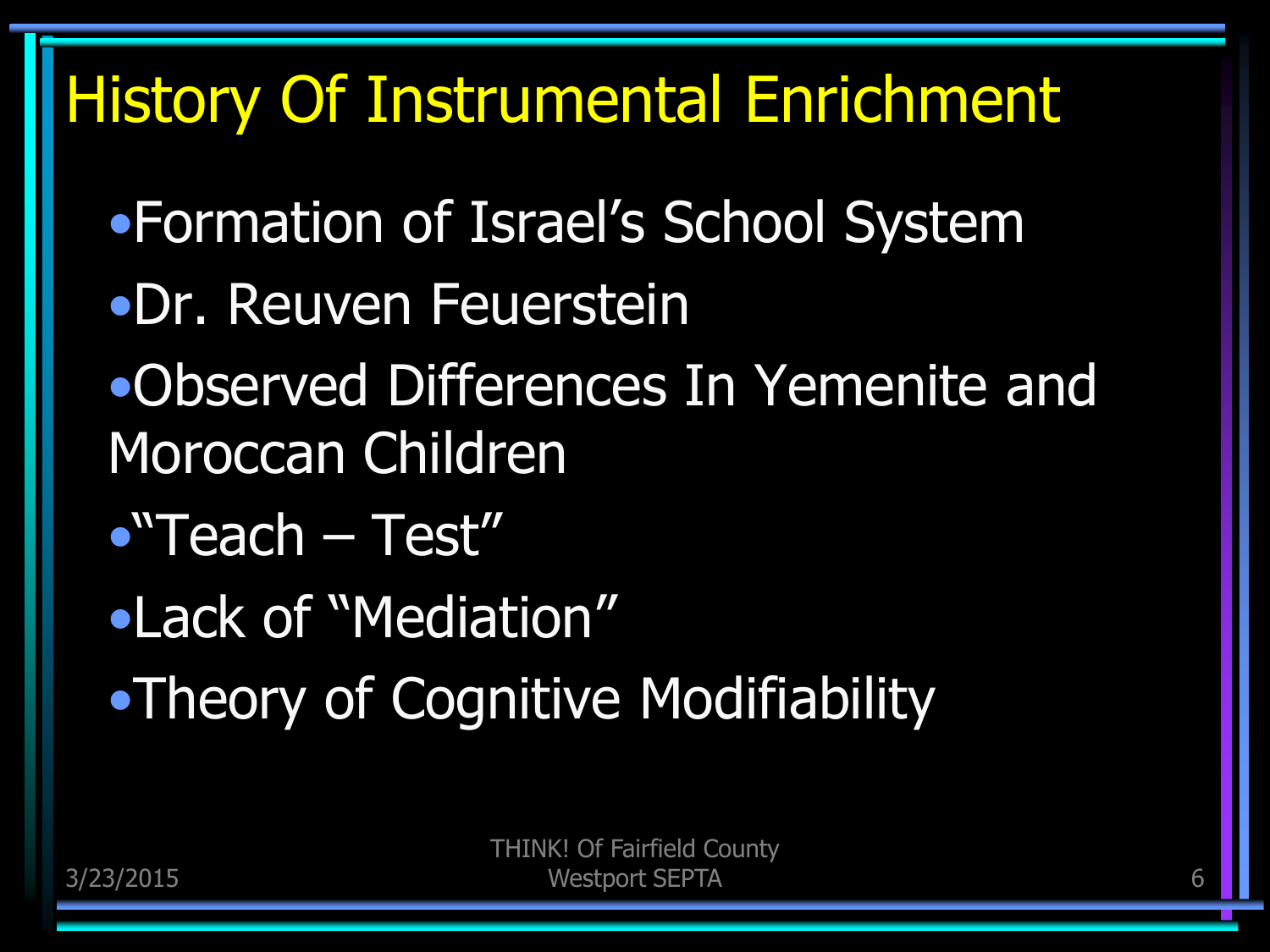# History Of Instrumental Enrichment

- Formation of Israel's School System
- Dr. Reuven Feuerstein
- Observed Differences In Yemenite and Moroccan Children
- "Teach – Test"
- Lack of "Mediation"
- Theory of Cognitive Modifiability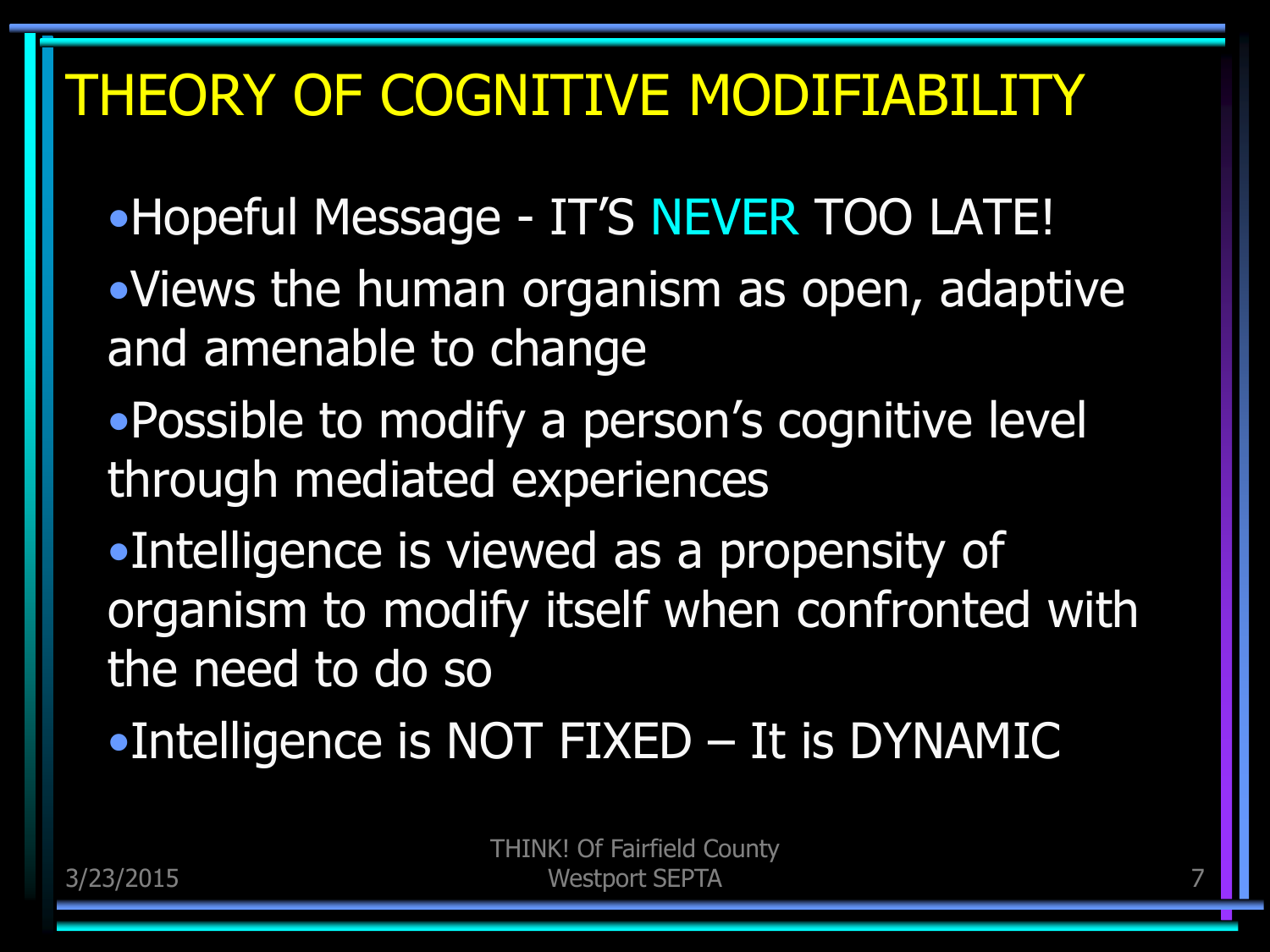# THEORY OF COGNITIVE MODIFIABILITY

- Hopeful Message - IT'S NEVER TOO LATE!
- Views the human organism as open, adaptive and amenable to change
- Possible to modify a person's cognitive level through mediated experiences
- Intelligence is viewed as a propensity of organism to modify itself when confronted with the need to do so
- Intelligence is NOT FIXED – It is DYNAMIC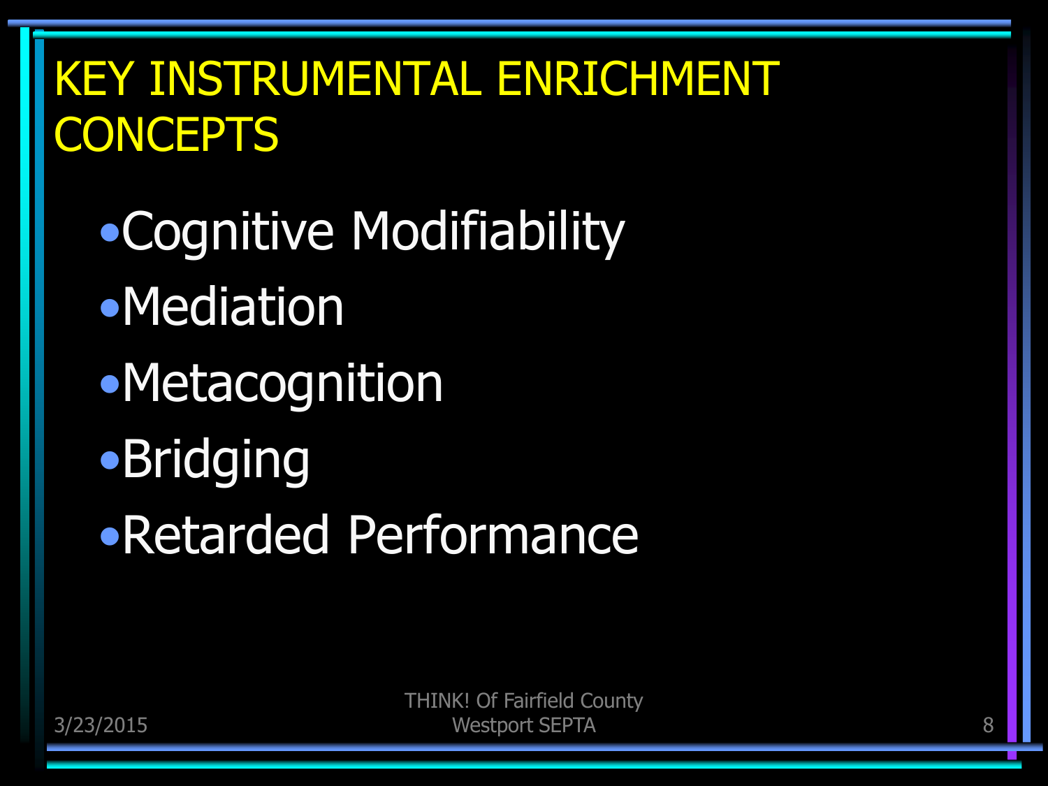# KEY INSTRUMENTAL ENRICHMENT CONCEPTS

- Cognitive Modifiability
- Mediation
- Metacognition
- Bridging
- Retarded Performance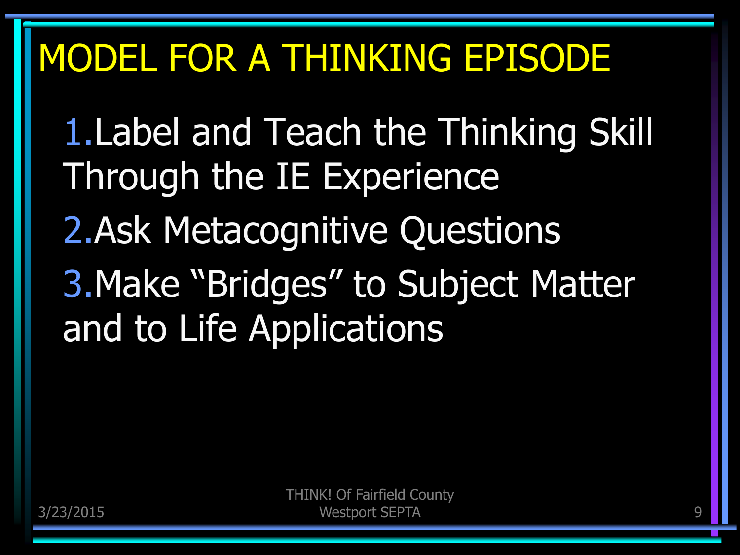# MODEL FOR A THINKING EPISODE

1. Label and Teach the Thinking Skill Through the IE Experience
2. Ask Metacognitive Questions
3. Make “Bridges” to Subject Matter and to Life Applications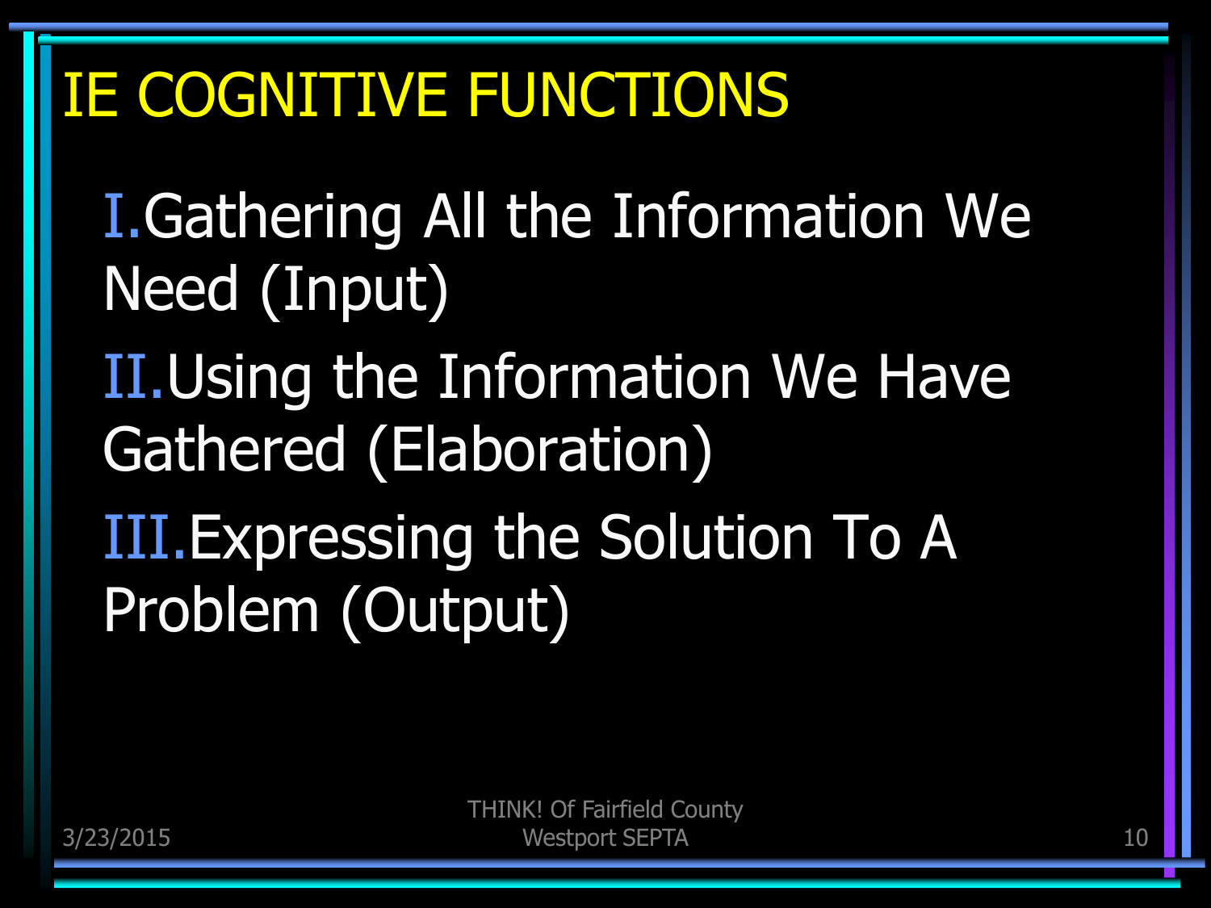# IE COGNITIVE FUNCTIONS

I. Gathering All the Information We Need (Input)

II. Using the Information We Have Gathered (Elaboration)

III. Expressing the Solution To A Problem (Output)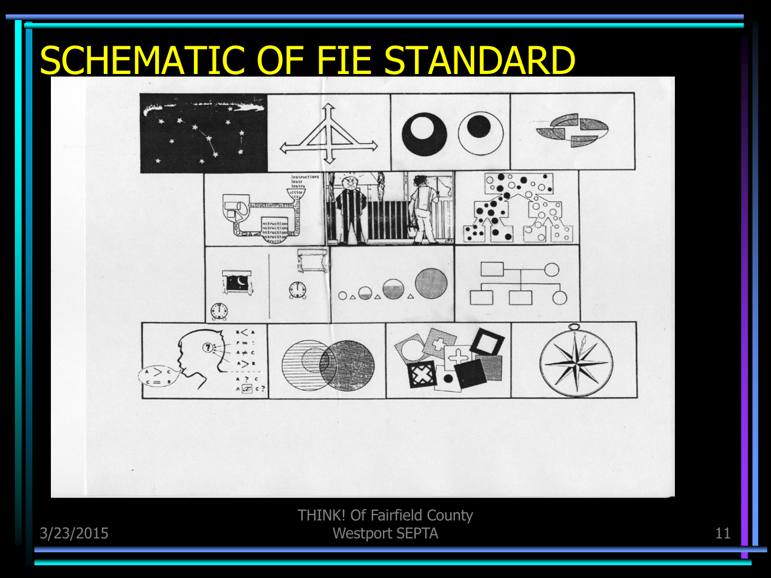# SCHEMATIC OF FIE STANDARD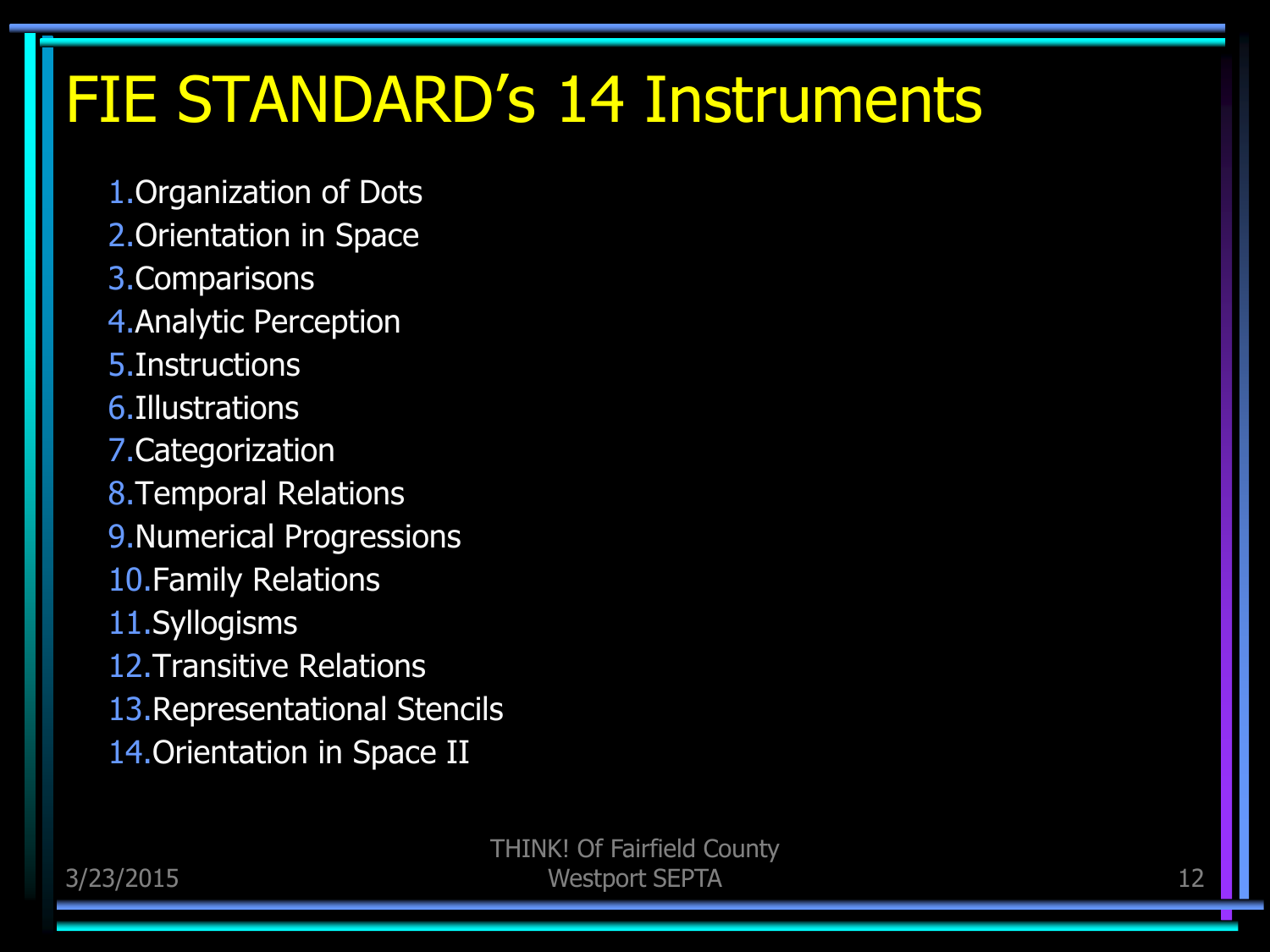# FIE STANDARD's 14 Instruments

1. Organization of Dots
2. Orientation in Space
3. Comparisons
4. Analytic Perception
5. Instructions
6. Illustrations
7. Categorization
8. Temporal Relations
9. Numerical Progressions
10. Family Relations
11. Syllogisms
12. Transitive Relations
13. Representational Stencils
14. Orientation in Space II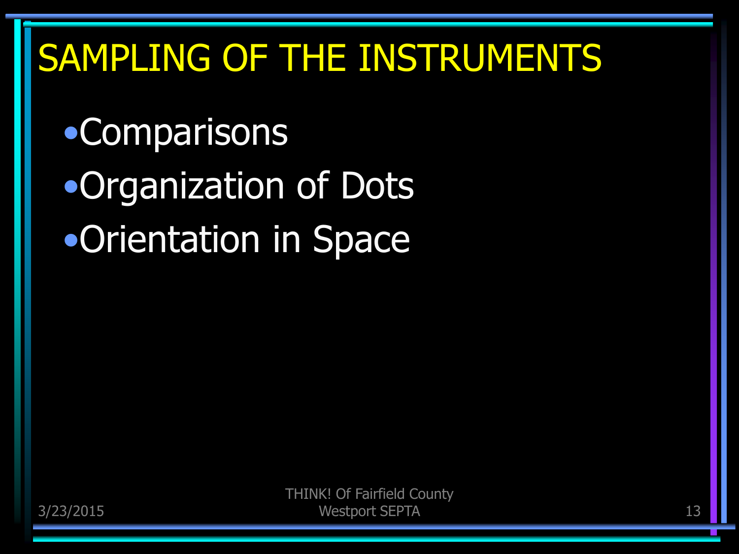# SAMPLING OF THE INSTRUMENTS

- Comparisons
- Organization of Dots
- Orientation in Space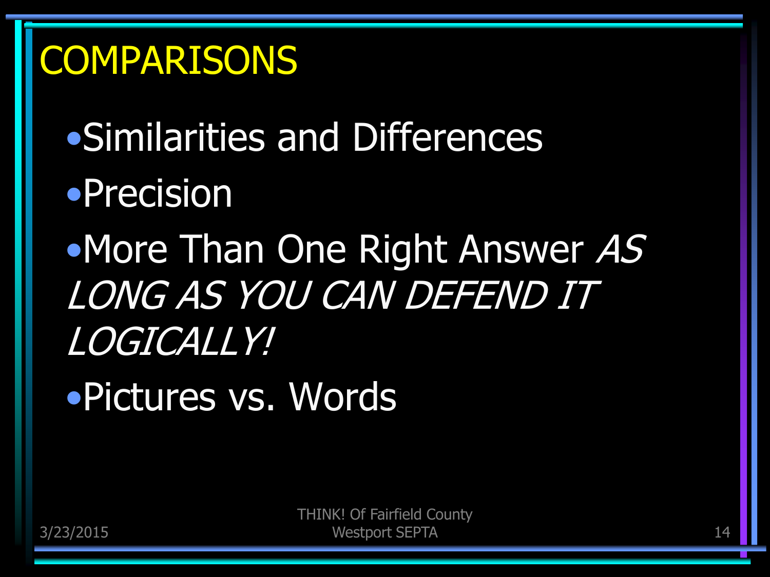# COMPARISONS

- Similarities and Differences
- Precision
- More Than One Right Answer *AS LONG AS YOU CAN DEFEND IT LOGICALLY!*
- Pictures vs. Words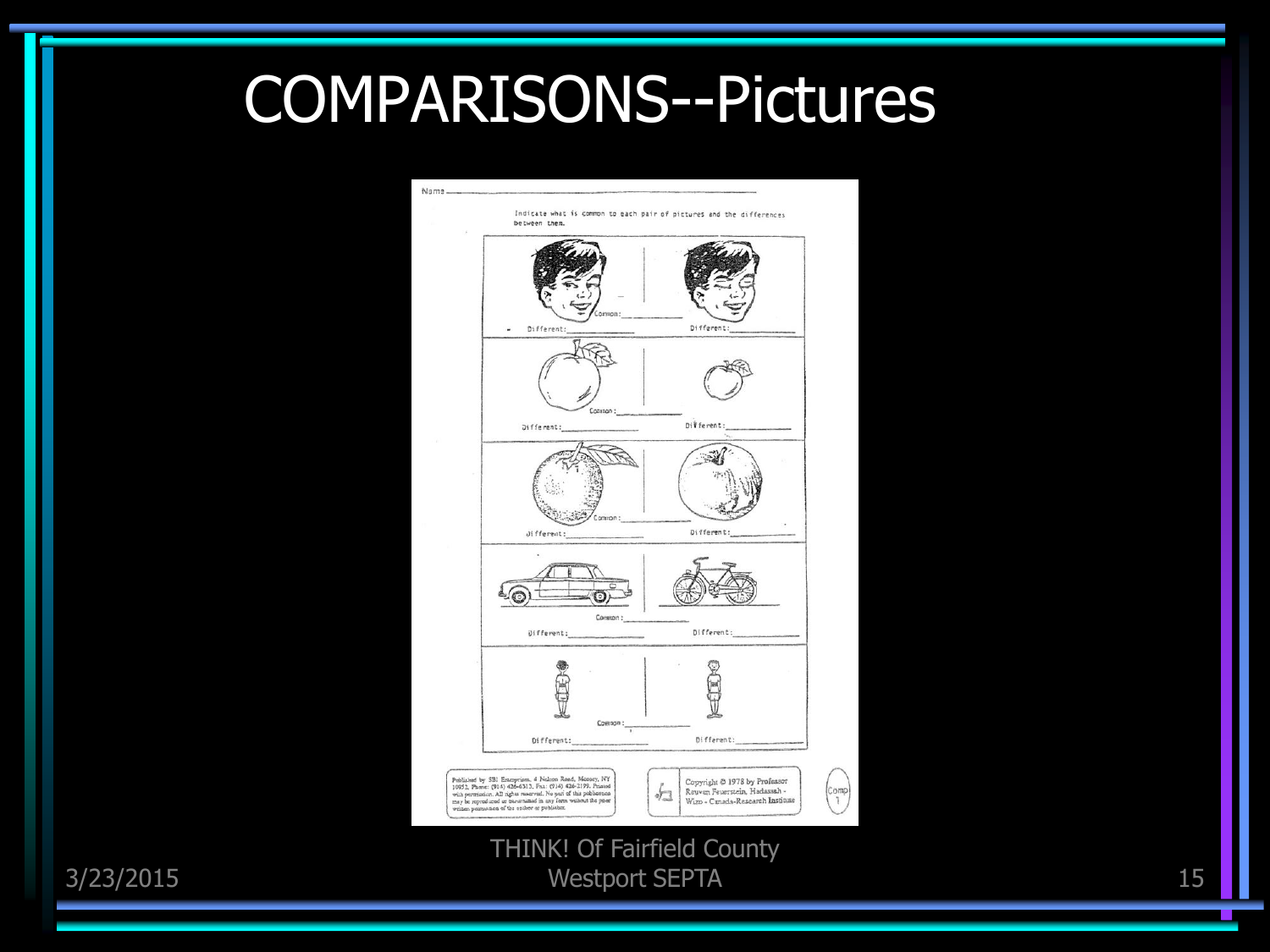# COMPARISONS--Pictures

Name

Indicate what is common to each pair of pictures and the differences between them.

Common: ______

Different: ______ Different: ______

Common: ______

Different: ______ Different: ______

Common: ______

Different: ______ Different: ______

Common: ______

Different: ______ Different: ______

Common: ______

Different: ______ Different: ______

Published by SBI Enterprises, 4 Nelson Road, Monsey, NY 10952. Phone: (914) 426-6313. Fax: (914) 426-2199. Printed with permission. All rights reserved. No part of this publication may be reproduced or transmitted in any form without the prior written permission of the author or publisher.

Copyright © 1978 by Professor Reuven Feuerstein, Hadassah - Wizo - Canada-Research Institute

Comp 1

THINK! Of Fairfield County
Westport SEPTA

3/23/2015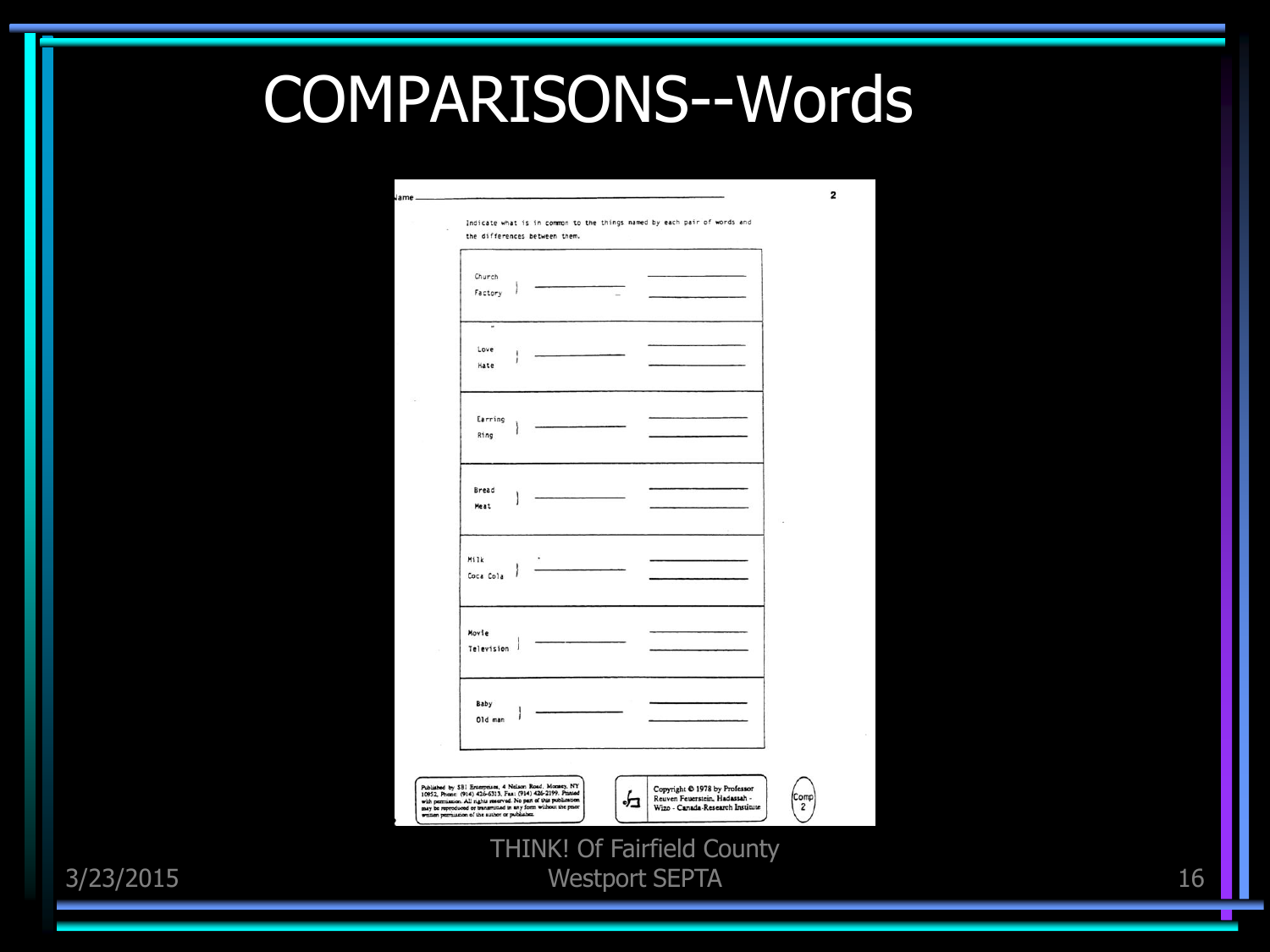# COMPARISONS--Words

Name ___________________________________ 2

Indicate what is in common to the things named by each pair of words and the differences between them.

| | | |
|---|---|---|
| Church<br>Factory | ____________ | ____________<br>____________ |
| Love<br>Hate | ____________ | ____________<br>____________ |
| Earring<br>Ring | ____________ | ____________<br>____________ |
| Bread<br>Meat | ____________ | ____________<br>____________ |
| Milk<br>Coca Cola | ____________ | ____________<br>____________ |
| Movie<br>Television | ____________ | ____________<br>____________ |
| Baby<br>Old man | ____________ | ____________<br>____________ |

Published by SBI Enterprises, 4 Nelson Road, Monsey, NY 10952, Phone: (914) 426-6313, Fax: (914) 426-2199. Printed with permission. All rights reserved. No part of this publication may be reproduced or transmitted in any form without the prior written permission of the author or publisher.

Copyright © 1978 by Professor Reuven Feuerstein, Hadassah - Wizo - Canada-Research Institute

Comp 2

THINK! Of Fairfield County
Westport SEPTA

3/23/2015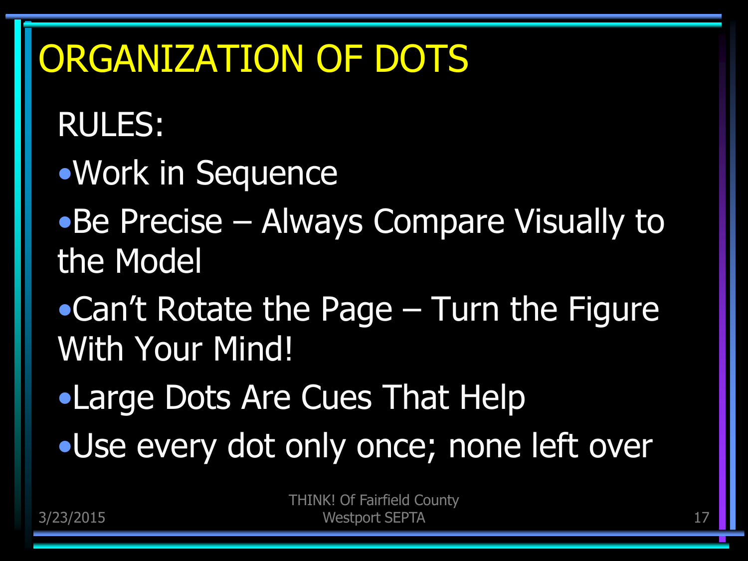# ORGANIZATION OF DOTS

RULES:

- Work in Sequence
- Be Precise – Always Compare Visually to the Model
- Can't Rotate the Page – Turn the Figure With Your Mind!
- Large Dots Are Cues That Help
- Use every dot only once; none left over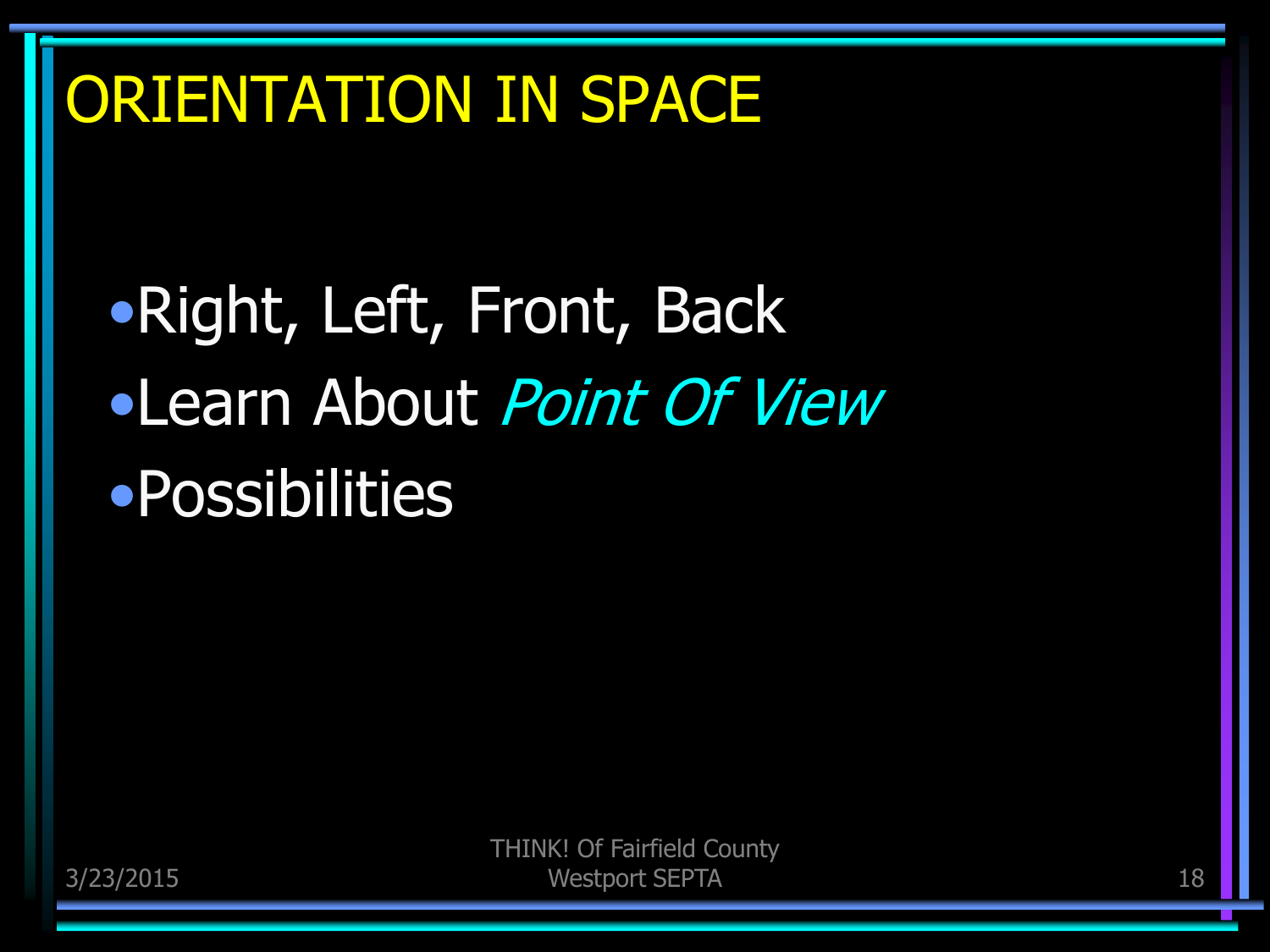# ORIENTATION IN SPACE

- Right, Left, Front, Back
- Learn About *Point Of View*
- Possibilities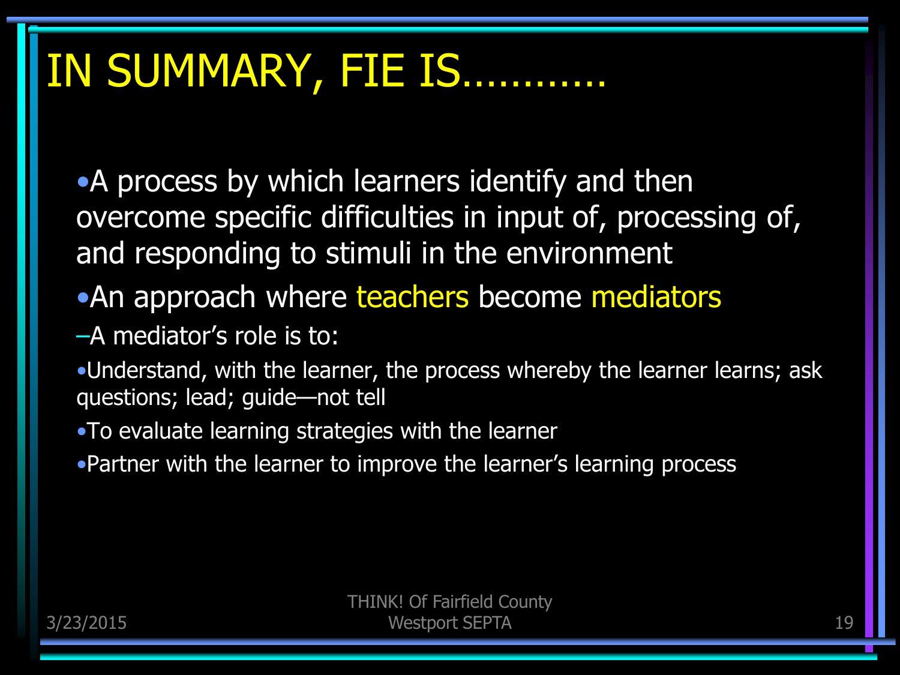# IN SUMMARY, FIE IS………..

- A process by which learners identify and then overcome specific difficulties in input of, processing of, and responding to stimuli in the environment
- An approach where teachers become mediators
  - A mediator's role is to:
    - Understand, with the learner, the process whereby the learner learns; ask questions; lead; guide—not tell
    - To evaluate learning strategies with the learner
    - Partner with the learner to improve the learner's learning process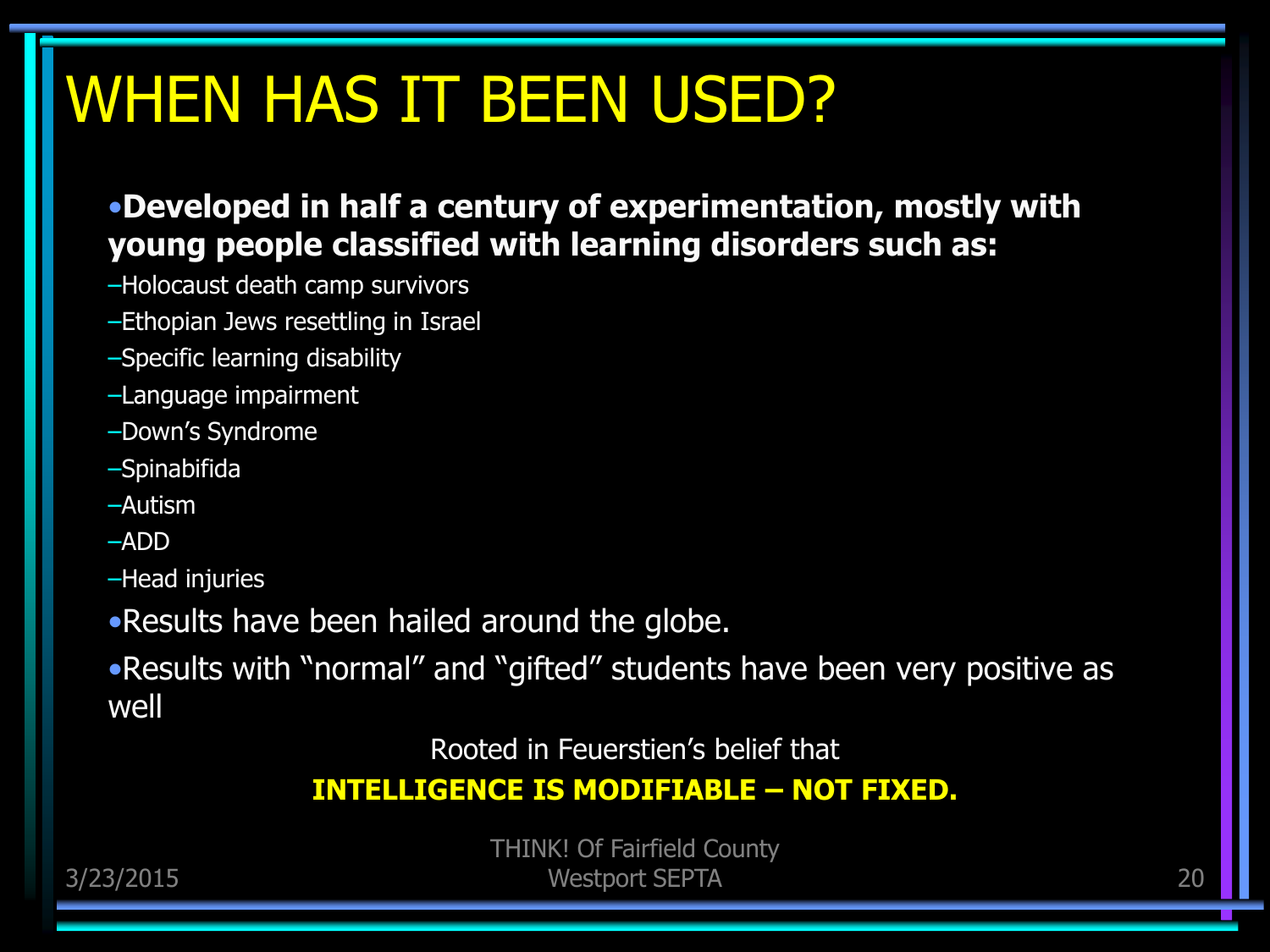# WHEN HAS IT BEEN USED?

- **Developed in half a century of experimentation, mostly with young people classified with learning disorders such as:**
  - Holocaust death camp survivors
  - Ethopian Jews resettling in Israel
  - Specific learning disability
  - Language impairment
  - Down's Syndrome
  - Spinabifida
  - Autism
  - ADD
  - Head injuries
- Results have been hailed around the globe.
- Results with "normal" and "gifted" students have been very positive as well

Rooted in Feuerstien's belief that

**INTELLIGENCE IS MODIFIABLE – NOT FIXED.**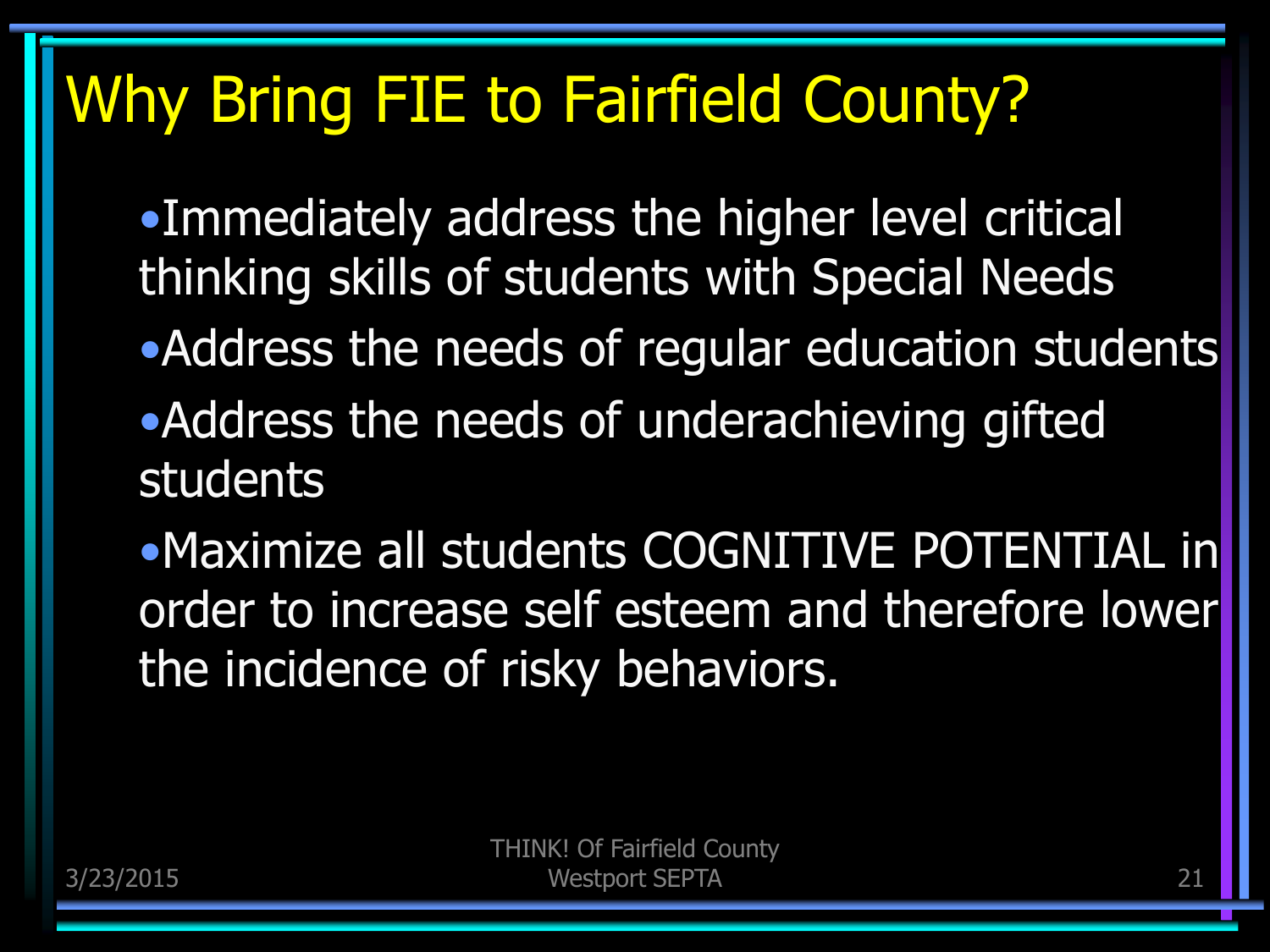# Why Bring FIE to Fairfield County?

- Immediately address the higher level critical thinking skills of students with Special Needs
- Address the needs of regular education students
- Address the needs of underachieving gifted students
- Maximize all students COGNITIVE POTENTIAL in order to increase self esteem and therefore lower the incidence of risky behaviors.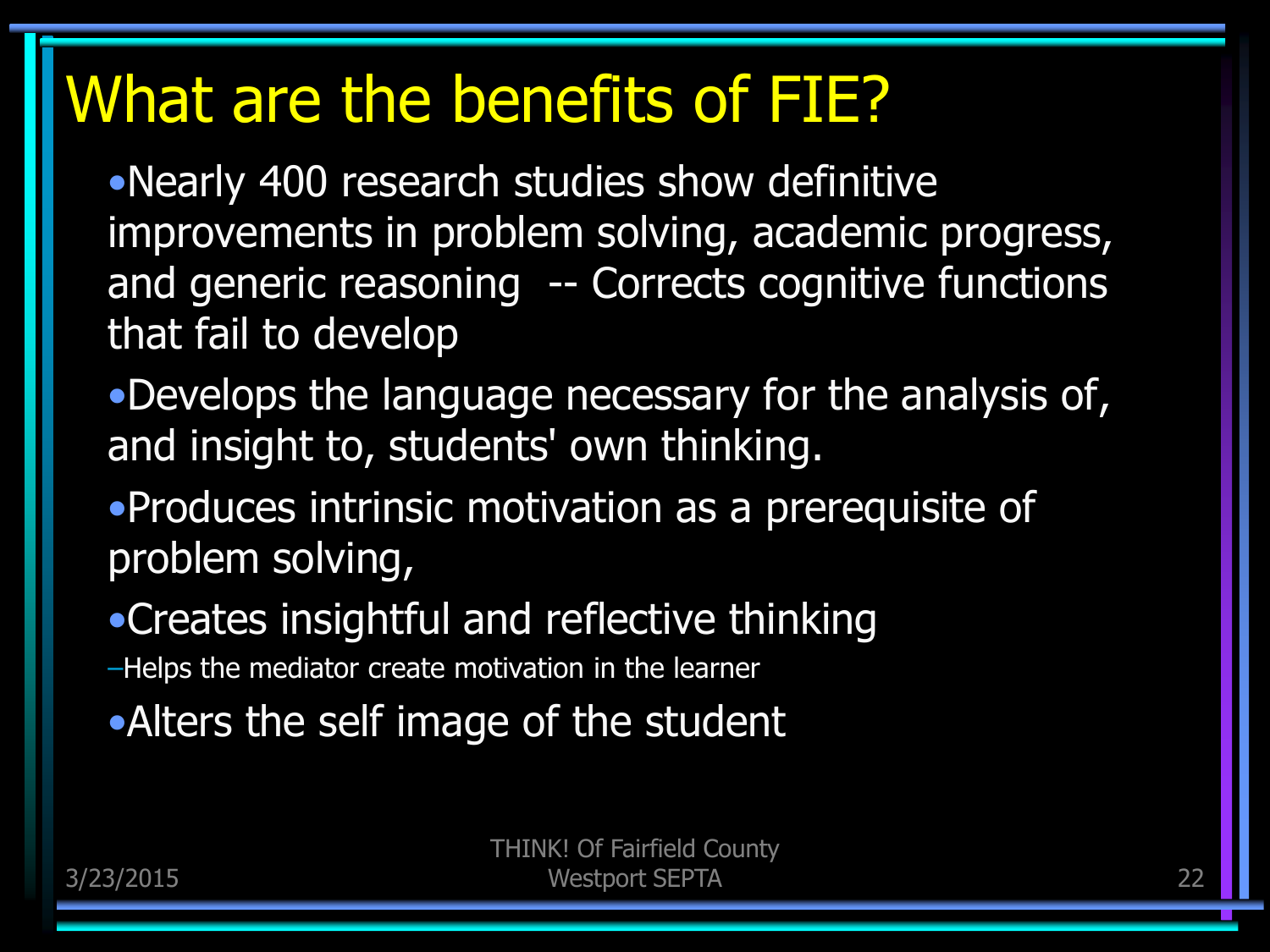# What are the benefits of FIE?

- Nearly 400 research studies show definitive improvements in problem solving, academic progress, and generic reasoning -- Corrects cognitive functions that fail to develop
- Develops the language necessary for the analysis of, and insight to, students' own thinking.
- Produces intrinsic motivation as a prerequisite of problem solving,
- Creates insightful and reflective thinking
  - Helps the mediator create motivation in the learner
- Alters the self image of the student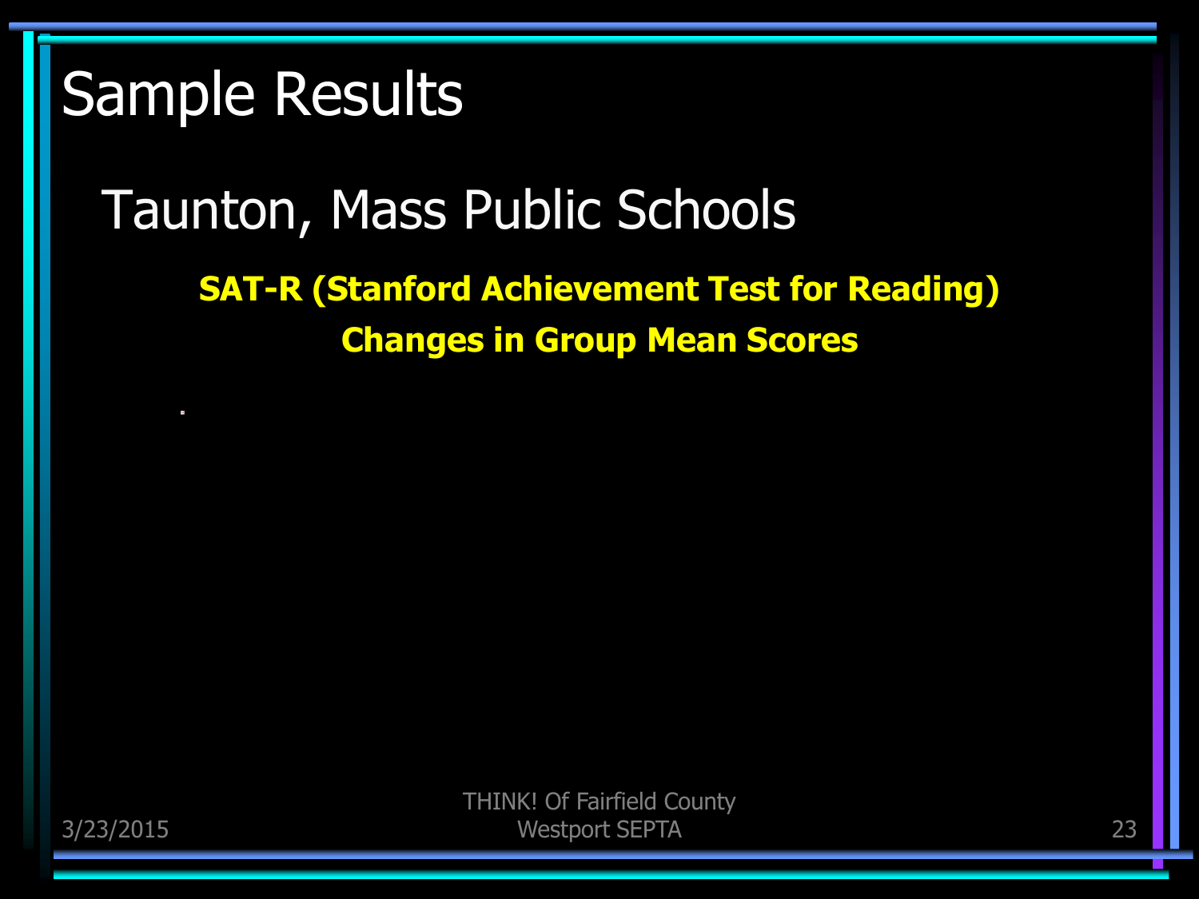# Sample Results

## Taunton, Mass Public Schools

**SAT-R (Stanford Achievement Test for Reading)**

**Changes in Group Mean Scores**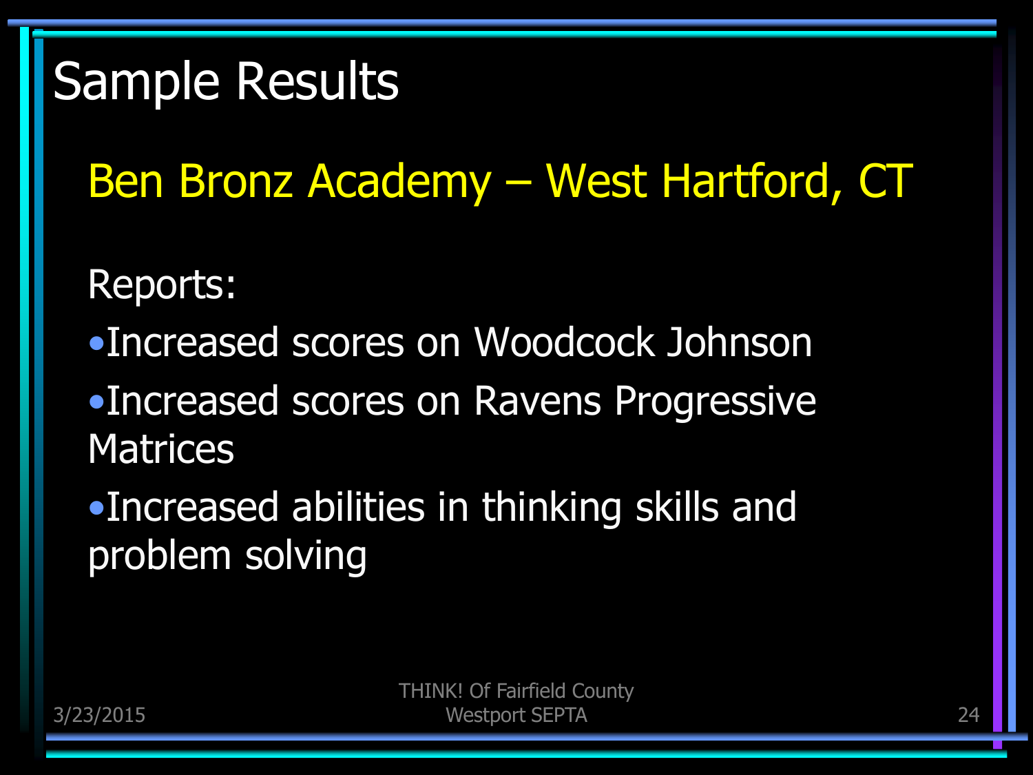# Sample Results

## Ben Bronz Academy – West Hartford, CT

Reports:

- Increased scores on Woodcock Johnson
- Increased scores on Ravens Progressive Matrices
- Increased abilities in thinking skills and problem solving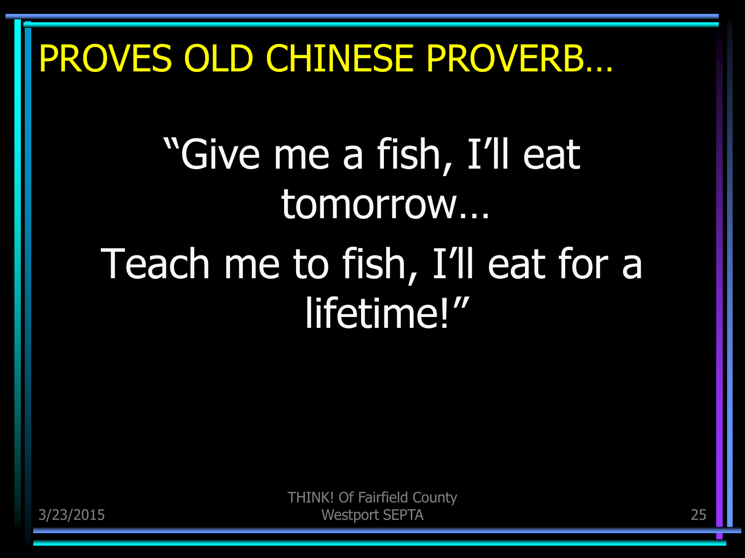# PROVES OLD CHINESE PROVERB…

"Give me a fish, I'll eat tomorrow…

Teach me to fish, I'll eat for a lifetime!"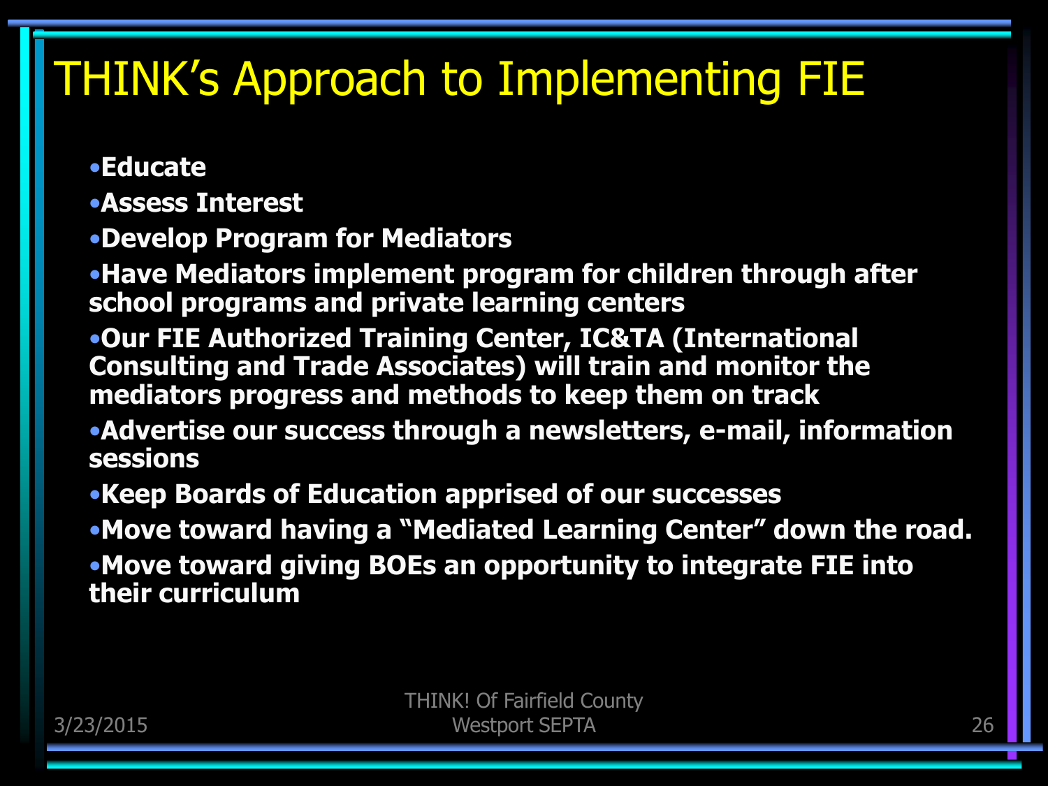# THINK's Approach to Implementing FIE

- **Educate**
- **Assess Interest**
- **Develop Program for Mediators**
- **Have Mediators implement program for children through after school programs and private learning centers**
- **Our FIE Authorized Training Center, IC&TA (International Consulting and Trade Associates) will train and monitor the mediators progress and methods to keep them on track**
- **Advertise our success through a newsletters, e-mail, information sessions**
- **Keep Boards of Education apprised of our successes**
- **Move toward having a "Mediated Learning Center" down the road.**
- **Move toward giving BOEs an opportunity to integrate FIE into their curriculum**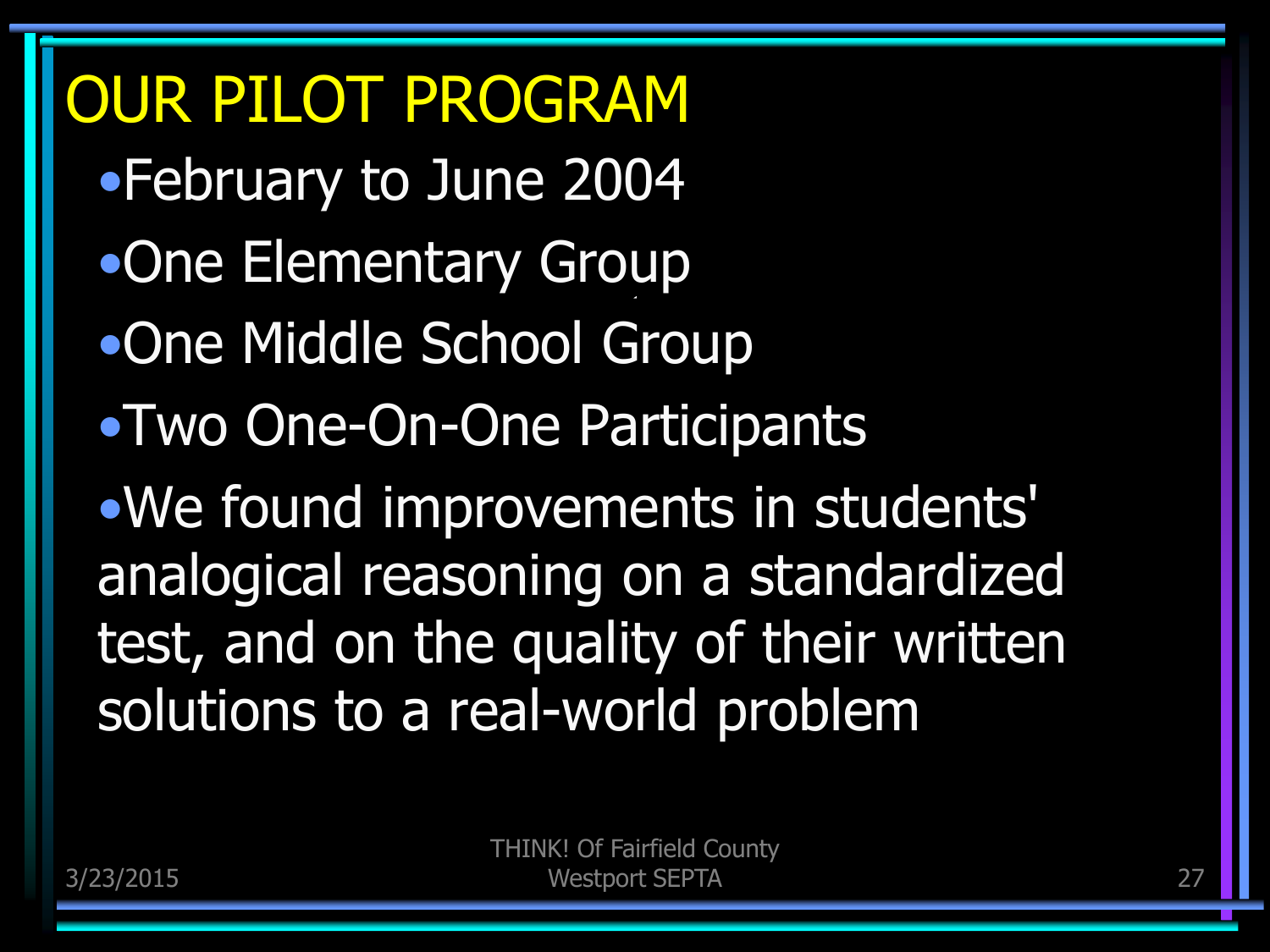# OUR PILOT PROGRAM

- February to June 2004
- One Elementary Group
- One Middle School Group
- Two One-On-One Participants
- We found improvements in students' analogical reasoning on a standardized test, and on the quality of their written solutions to a real-world problem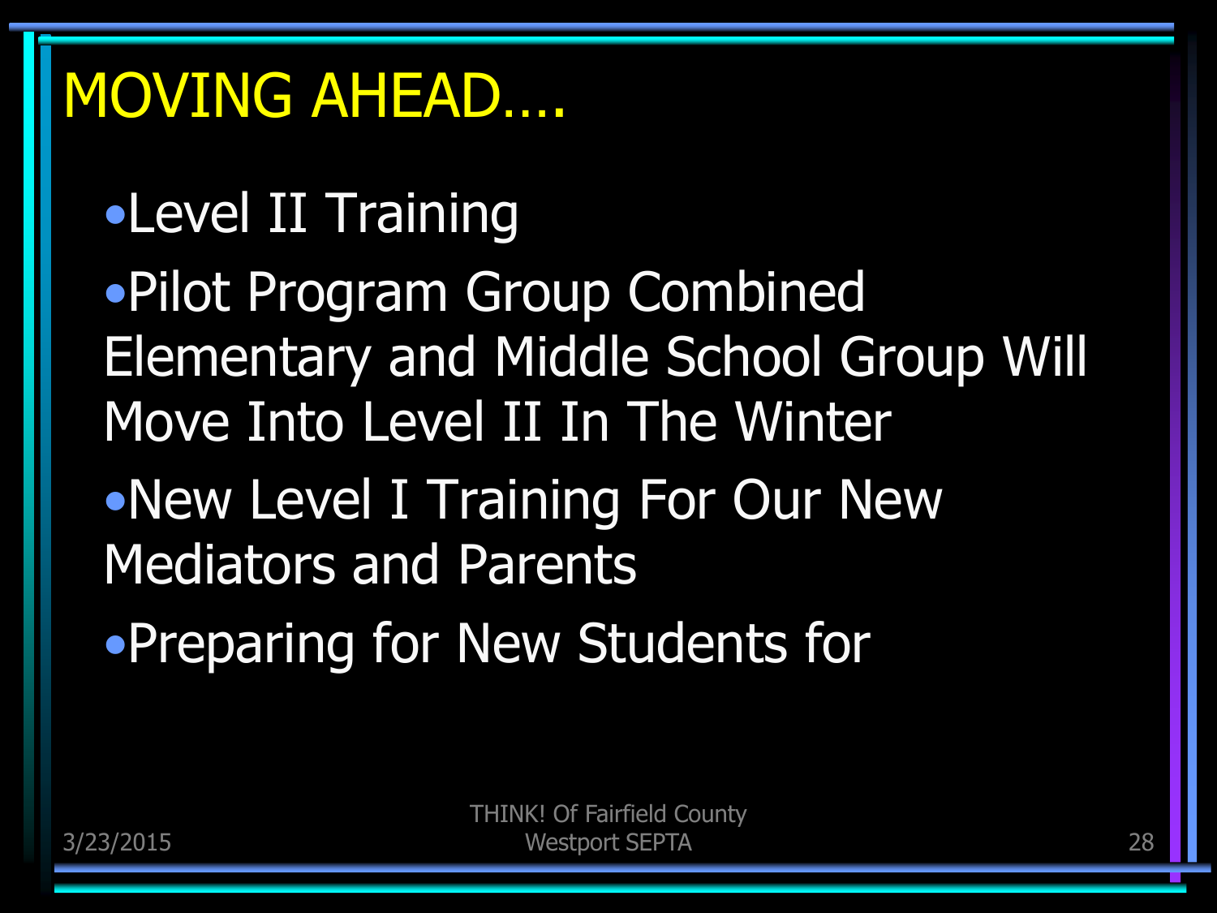# MOVING AHEAD….

- Level II Training
- Pilot Program Group Combined Elementary and Middle School Group Will Move Into Level II In The Winter
- New Level I Training For Our New Mediators and Parents
- Preparing for New Students for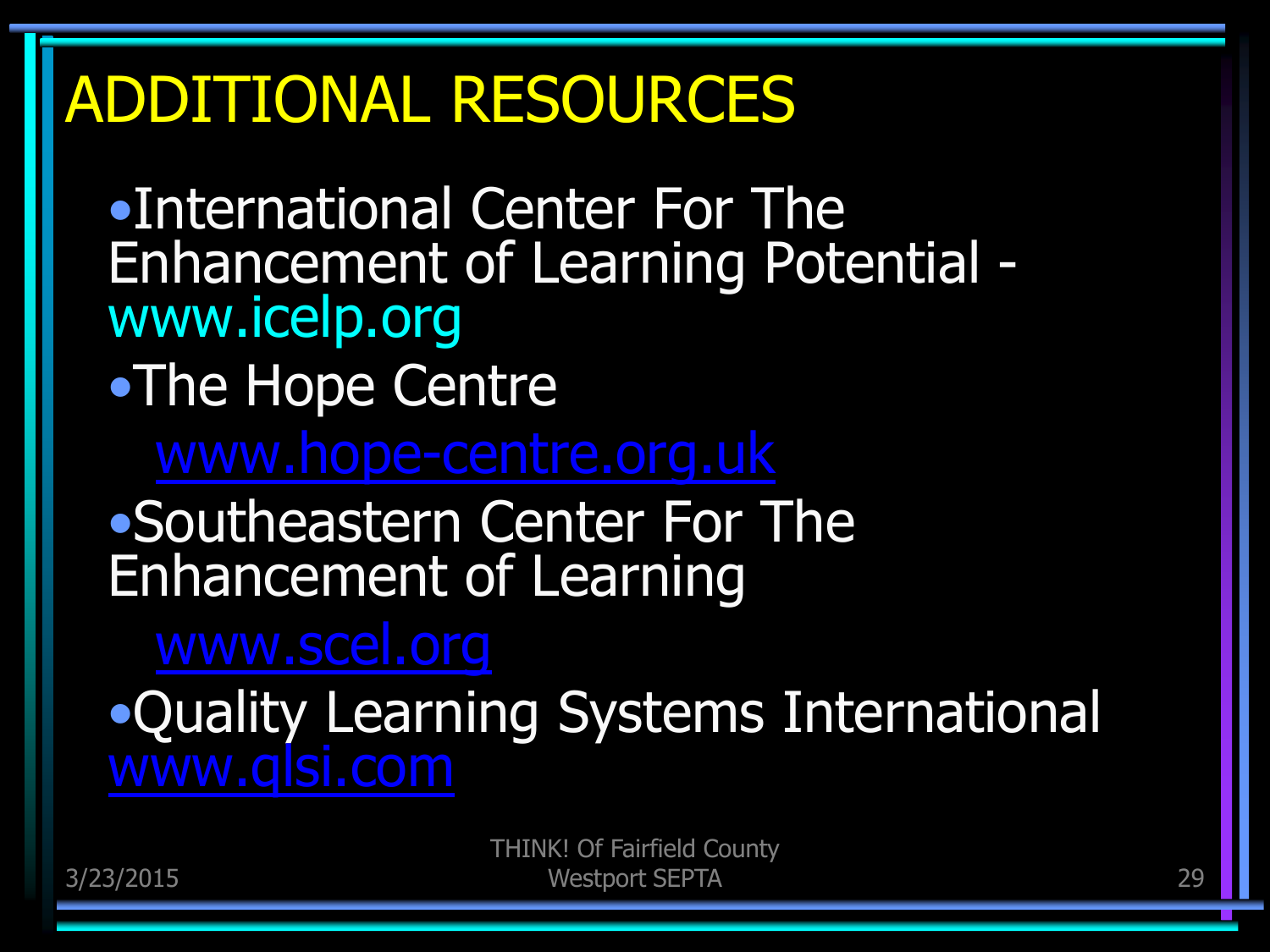# ADDITIONAL RESOURCES

- International Center For The Enhancement of Learning Potential - www.icelp.org
- The Hope Centre

  www.hope-centre.org.uk
- Southeastern Center For The Enhancement of Learning

  www.scel.org
- Quality Learning Systems International www.qlsi.com